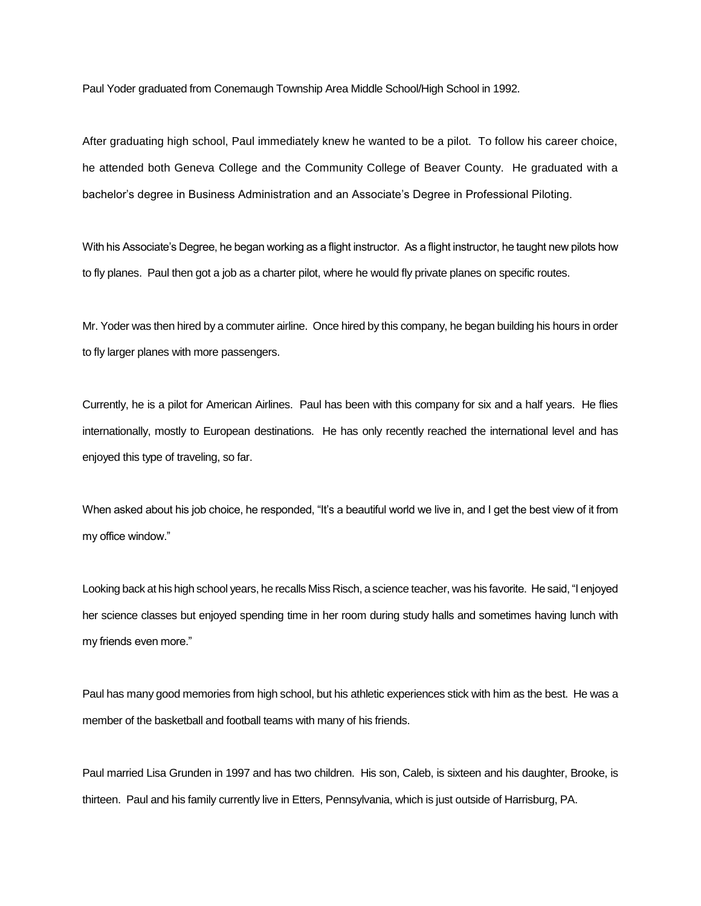Paul Yoder graduated from Conemaugh Township Area Middle School/High School in 1992.

After graduating high school, Paul immediately knew he wanted to be a pilot. To follow his career choice, he attended both Geneva College and the Community College of Beaver County. He graduated with a bachelor's degree in Business Administration and an Associate's Degree in Professional Piloting.

With his Associate's Degree, he began working as a flight instructor. As a flight instructor, he taught new pilots how to fly planes. Paul then got a job as a charter pilot, where he would fly private planes on specific routes.

Mr. Yoder was then hired by a commuter airline. Once hired by this company, he began building his hours in order to fly larger planes with more passengers.

Currently, he is a pilot for American Airlines. Paul has been with this company for six and a half years. He flies internationally, mostly to European destinations. He has only recently reached the international level and has enjoyed this type of traveling, so far.

When asked about his job choice, he responded, "It's a beautiful world we live in, and I get the best view of it from my office window."

Looking back at his high school years, he recalls Miss Risch, a science teacher, was his favorite. He said, "I enjoyed her science classes but enjoyed spending time in her room during study halls and sometimes having lunch with my friends even more."

Paul has many good memories from high school, but his athletic experiences stick with him as the best. He was a member of the basketball and football teams with many of his friends.

Paul married Lisa Grunden in 1997 and has two children. His son, Caleb, is sixteen and his daughter, Brooke, is thirteen. Paul and his family currently live in Etters, Pennsylvania, which is just outside of Harrisburg, PA.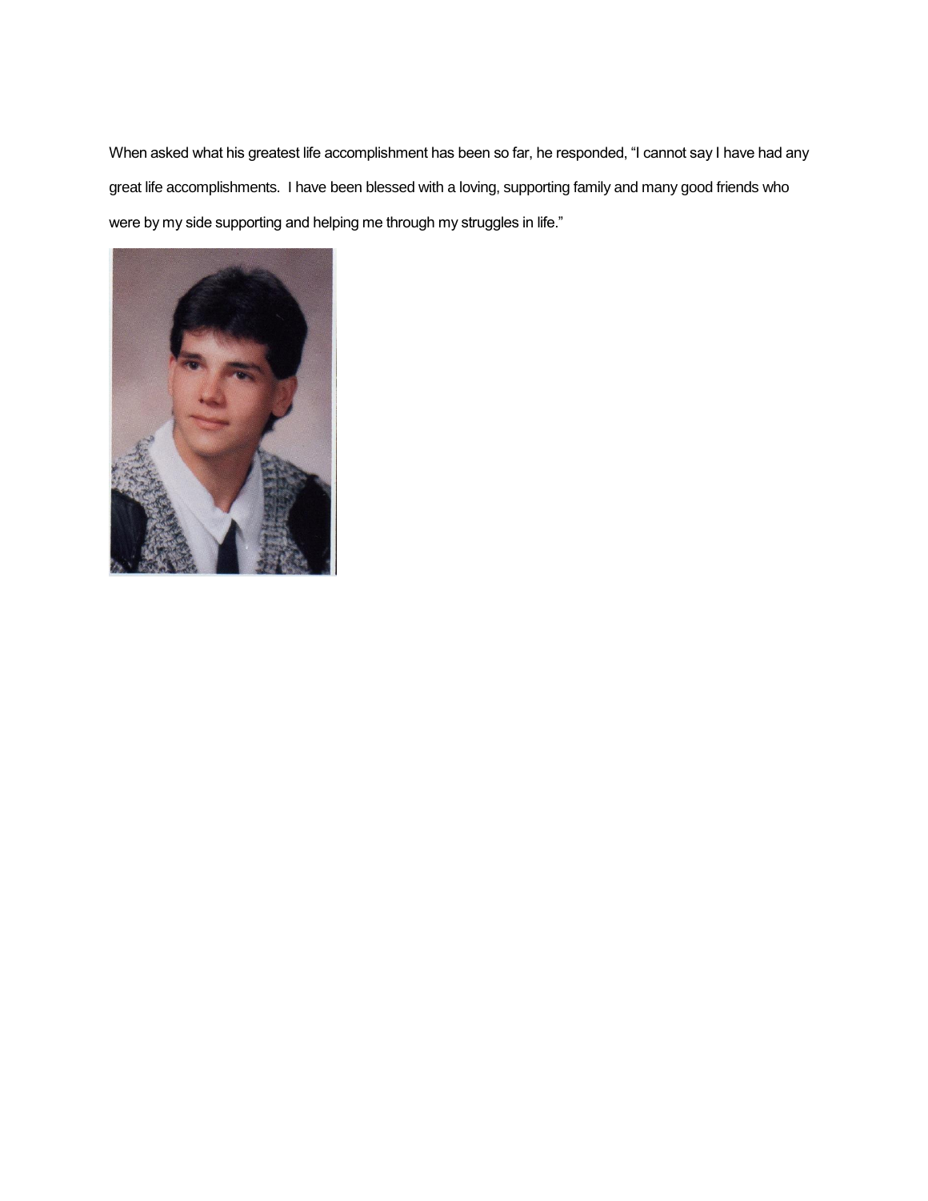When asked what his greatest life accomplishment has been so far, he responded, "I cannot say I have had any great life accomplishments.  I have been blessed with a loving, supporting family and many good friends who were by my side supporting and helping me through my struggles in life."